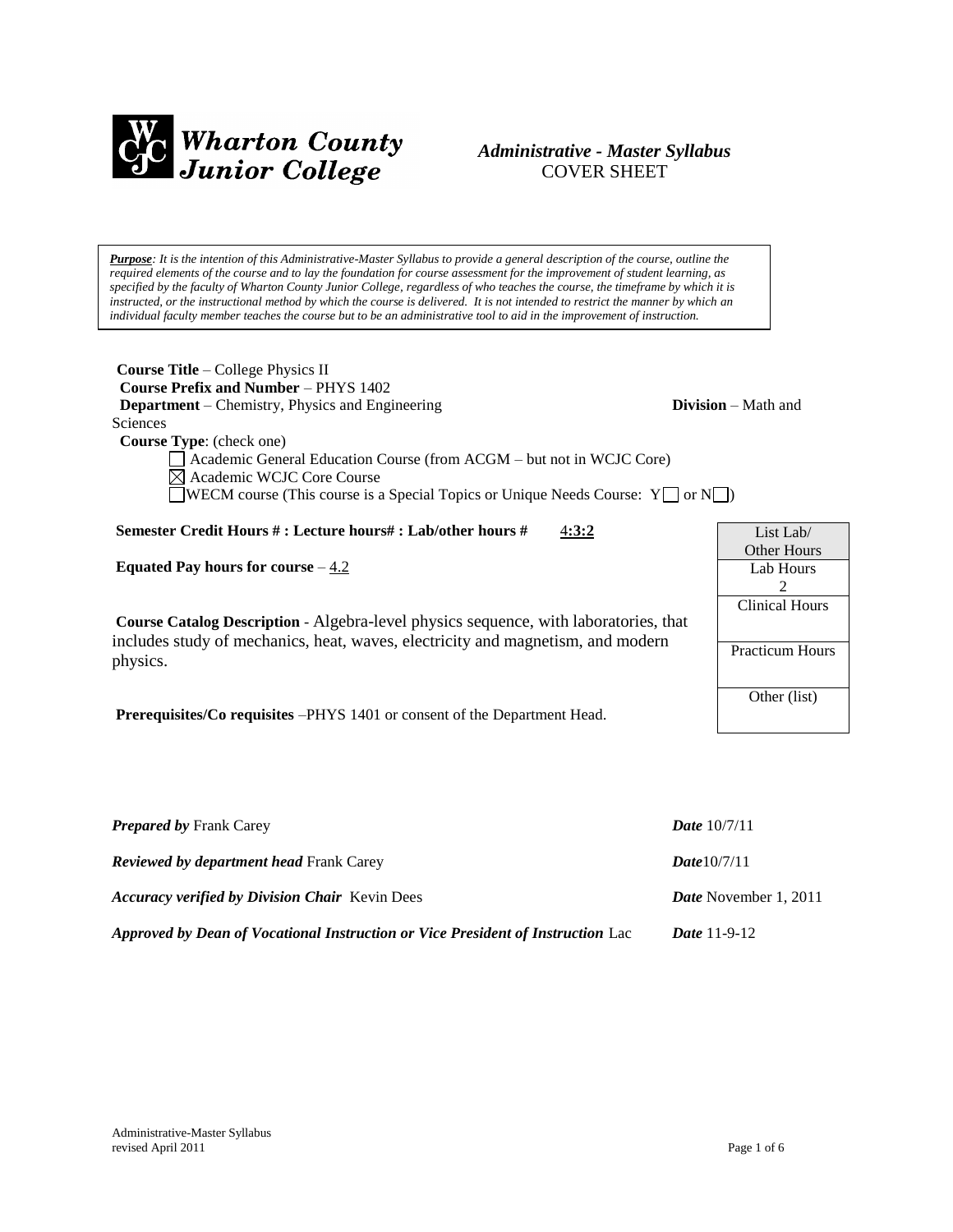Wharton County Junior College

*Administrative - Master Syllabus*
COVER SHEET

***Purpose****: It is the intention of this Administrative-Master Syllabus to provide a general description of the course, outline the required elements of the course and to lay the foundation for course assessment for the improvement of student learning, as specified by the faculty of Wharton County Junior College, regardless of who teaches the course, the timeframe by which it is instructed, or the instructional method by which the course is delivered. It is not intended to restrict the manner by which an individual faculty member teaches the course but to be an administrative tool to aid in the improvement of instruction.*

**Course Title** – College Physics II
**Course Prefix and Number** – PHYS 1402
**Department** – Chemistry, Physics and Engineering **Division** – Math and Sciences
**Course Type**: (check one)

- ☐ Academic General Education Course (from ACGM – but not in WCJC Core)
- ☒ Academic WCJC Core Course
- ☐ WECM course (This course is a Special Topics or Unique Needs Course: Y☐ or N☐)

**Semester Credit Hours # : Lecture hours# : Lab/other hours #** 4:3:2

**Equated Pay hours for course** – 4.2

**Course Catalog Description** - Algebra-level physics sequence, with laboratories, that includes study of mechanics, heat, waves, electricity and magnetism, and modern physics.

**Prerequisites/Co requisites** –PHYS 1401 or consent of the Department Head.

| List Lab/ Other Hours |
|---|
| Lab Hours 2 |
| Clinical Hours |
| Practicum Hours |
| Other (list) |

***Prepared by*** Frank Carey ***Date*** 10/7/11

***Reviewed by department head*** Frank Carey ***Date***10/7/11

***Accuracy verified by Division Chair*** Kevin Dees ***Date*** November 1, 2011

***Approved by Dean of Vocational Instruction or Vice President of Instruction*** Lac ***Date*** 11-9-12

Administrative-Master Syllabus
revised April 2011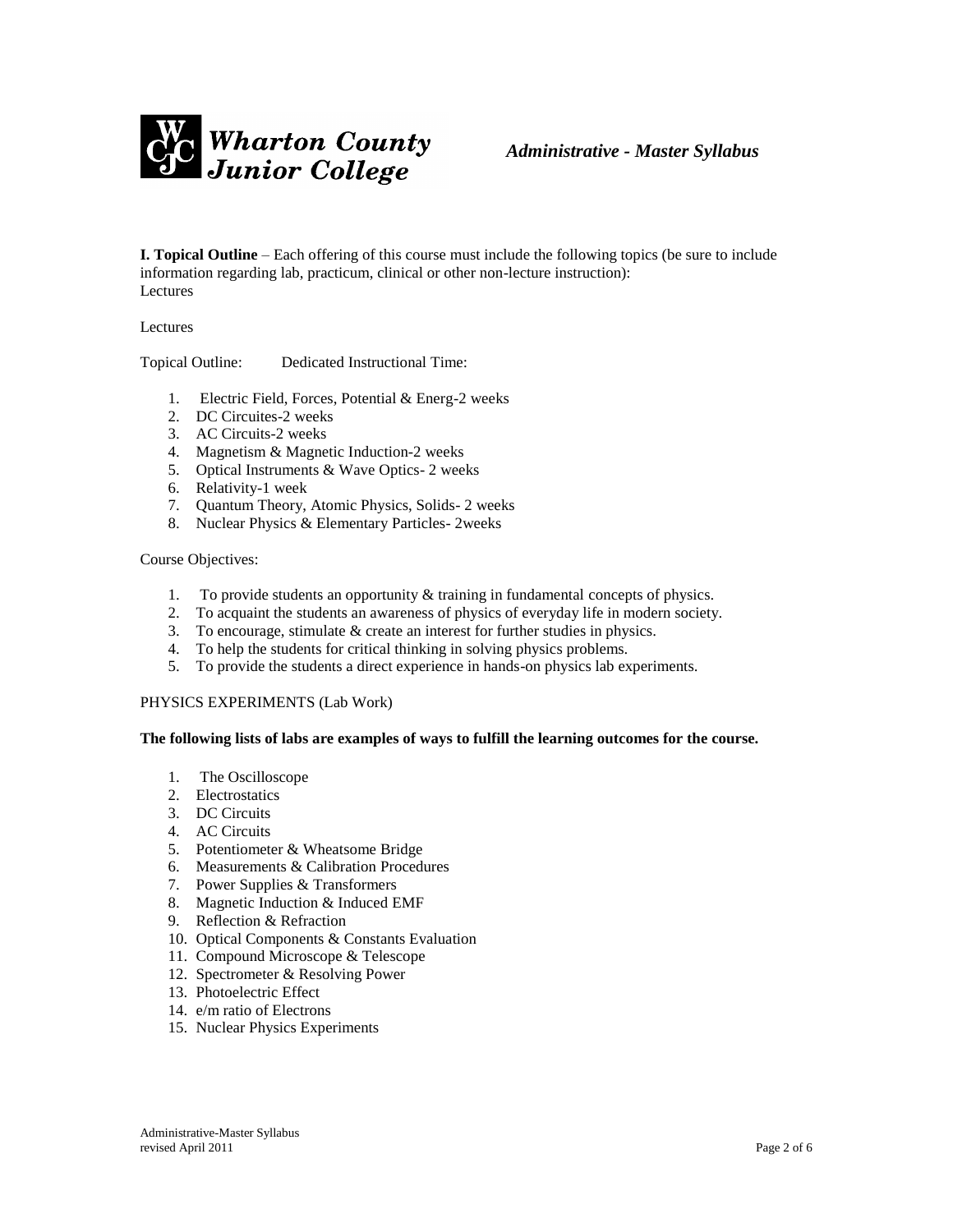**I. Topical Outline** – Each offering of this course must include the following topics (be sure to include information regarding lab, practicum, clinical or other non-lecture instruction):
Lectures

Lectures

Topical Outline: Dedicated Instructional Time:

1. Electric Field, Forces, Potential & Energ-2 weeks
2. DC Circuites-2 weeks
3. AC Circuits-2 weeks
4. Magnetism & Magnetic Induction-2 weeks
5. Optical Instruments & Wave Optics- 2 weeks
6. Relativity-1 week
7. Quantum Theory, Atomic Physics, Solids- 2 weeks
8. Nuclear Physics & Elementary Particles- 2weeks

Course Objectives:

1. To provide students an opportunity & training in fundamental concepts of physics.
2. To acquaint the students an awareness of physics of everyday life in modern society.
3. To encourage, stimulate & create an interest for further studies in physics.
4. To help the students for critical thinking in solving physics problems.
5. To provide the students a direct experience in hands-on physics lab experiments.

PHYSICS EXPERIMENTS (Lab Work)

**The following lists of labs are examples of ways to fulfill the learning outcomes for the course.**

1. The Oscilloscope
2. Electrostatics
3. DC Circuits
4. AC Circuits
5. Potentiometer & Wheatsome Bridge
6. Measurements & Calibration Procedures
7. Power Supplies & Transformers
8. Magnetic Induction & Induced EMF
9. Reflection & Refraction
10. Optical Components & Constants Evaluation
11. Compound Microscope & Telescope
12. Spectrometer & Resolving Power
13. Photoelectric Effect
14. e/m ratio of Electrons
15. Nuclear Physics Experiments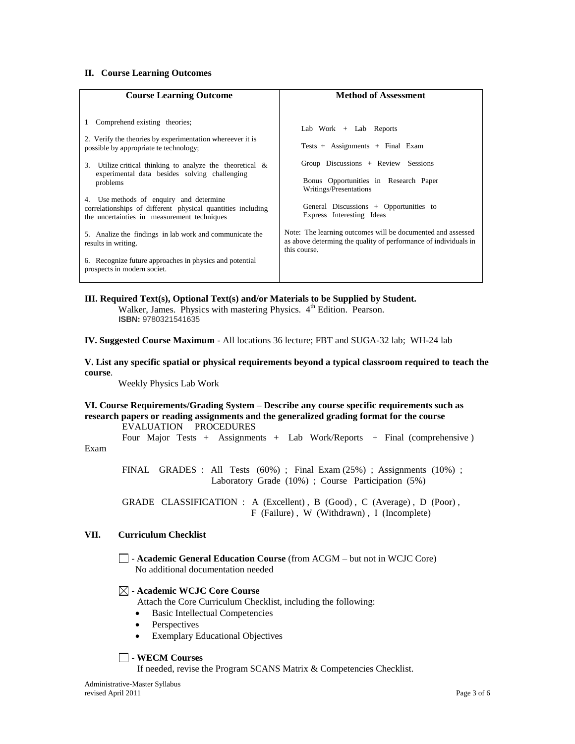## II. Course Learning Outcomes

| Course Learning Outcome | Method of Assessment |
|---|---|
| 1 Comprehend existing theories; | Lab Work + Lab Reports |
| 2. Verify the theories by experimentation whereever it is possible by appropriate te technology; | Tests + Assignments + Final Exam |
| 3. Utilize critical thinking to analyze the theoretical & experimental data besides solving challenging problems | Group Discussions + Review Sessions |
| 4. Use methods of enquiry and determine correlationships of different physical quantities including the uncertainties in measurement techniques | Bonus Opportunities in Research Paper Writings/Presentations |
| 5. Analize the findings in lab work and communicate the results in writing. | General Discussions + Opportunities to Express Interesting Ideas |
| 6. Recognize future approaches in physics and potential prospects in modern societ. | Note: The learning outcomes will be documented and assessed as above determing the quality of performance of individuals in this course. |

**III. Required Text(s), Optional Text(s) and/or Materials to be Supplied by Student.**

Walker, James. Physics with mastering Physics. 4th Edition. Pearson.
**ISBN:** 9780321541635

**IV. Suggested Course Maximum** - All locations 36 lecture; FBT and SUGA-32 lab; WH-24 lab

**V. List any specific spatial or physical requirements beyond a typical classroom required to teach the course**.

Weekly Physics Lab Work

**VI. Course Requirements/Grading System – Describe any course specific requirements such as research papers or reading assignments and the generalized grading format for the course**

EVALUATION PROCEDURES

Four Major Tests + Assignments + Lab Work/Reports + Final (comprehensive ) Exam

FINAL GRADES : All Tests (60%) ; Final Exam (25%) ; Assignments (10%) ; Laboratory Grade (10%) ; Course Participation (5%)

GRADE CLASSIFICATION : A (Excellent) , B (Good) , C (Average) , D (Poor) , F (Failure) , W (Withdrawn) , I (Incomplete)

## VII. Curriculum Checklist

☐ - **Academic General Education Course** (from ACGM – but not in WCJC Core)
No additional documentation needed

☒ - **Academic WCJC Core Course**
Attach the Core Curriculum Checklist, including the following:

- Basic Intellectual Competencies
- Perspectives
- Exemplary Educational Objectives

☐ - **WECM Courses**
If needed, revise the Program SCANS Matrix & Competencies Checklist.

Administrative-Master Syllabus
revised April 2011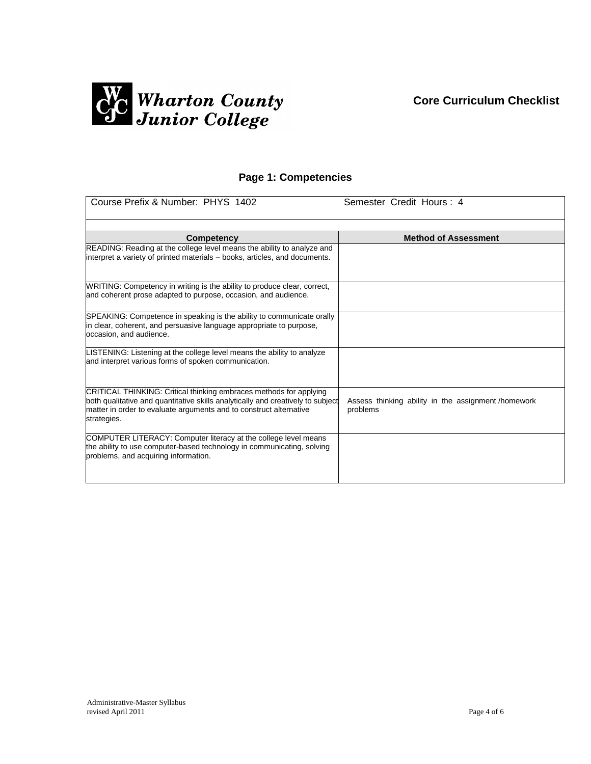Wharton County Junior College

**Core Curriculum Checklist**

## Page 1: Competencies

| Course Prefix & Number: PHYS 1402 | Semester Credit Hours : 4 |
|---|---|
| | |
| **Competency** | **Method of Assessment** |
| READING: Reading at the college level means the ability to analyze and interpret a variety of printed materials – books, articles, and documents. | |
| WRITING: Competency in writing is the ability to produce clear, correct, and coherent prose adapted to purpose, occasion, and audience. | |
| SPEAKING: Competence in speaking is the ability to communicate orally in clear, coherent, and persuasive language appropriate to purpose, occasion, and audience. | |
| LISTENING: Listening at the college level means the ability to analyze and interpret various forms of spoken communication. | |
| CRITICAL THINKING: Critical thinking embraces methods for applying both qualitative and quantitative skills analytically and creatively to subject matter in order to evaluate arguments and to construct alternative strategies. | Assess thinking ability in the assignment /homework problems |
| COMPUTER LITERACY: Computer literacy at the college level means the ability to use computer-based technology in communicating, solving problems, and acquiring information. | |

Administrative-Master Syllabus
revised April 2011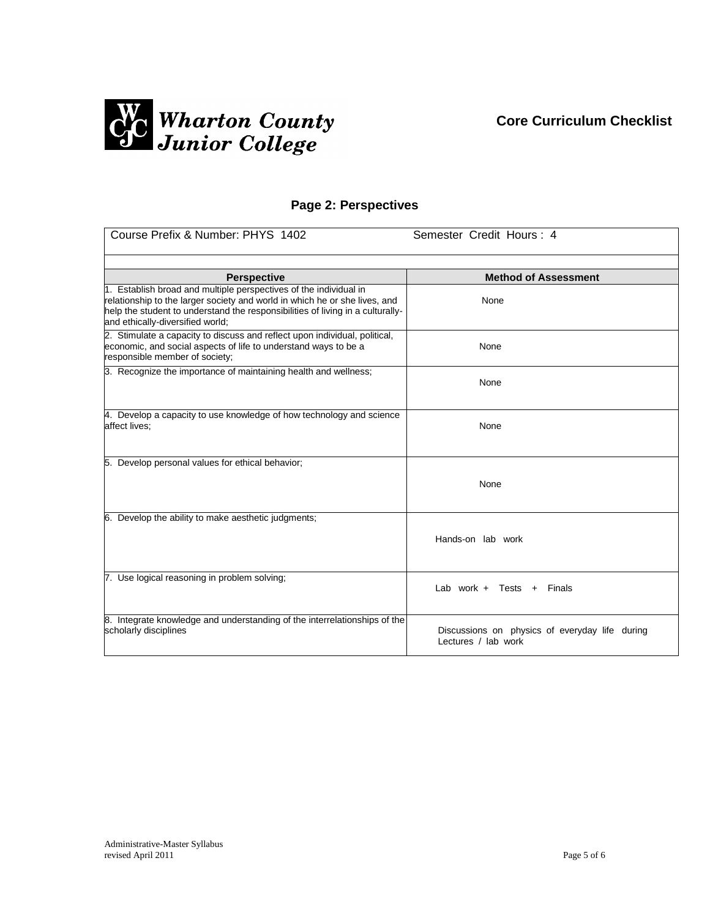Wharton County Junior College

**Core Curriculum Checklist**

## Page 2: Perspectives

Course Prefix & Number: PHYS 1402 Semester Credit Hours : 4

| Perspective | Method of Assessment |
|---|---|
| 1. Establish broad and multiple perspectives of the individual in relationship to the larger society and world in which he or she lives, and help the student to understand the responsibilities of living in a culturally- and ethically-diversified world; | None |
| 2. Stimulate a capacity to discuss and reflect upon individual, political, economic, and social aspects of life to understand ways to be a responsible member of society; | None |
| 3. Recognize the importance of maintaining health and wellness; | None |
| 4. Develop a capacity to use knowledge of how technology and science affect lives; | None |
| 5. Develop personal values for ethical behavior; | None |
| 6. Develop the ability to make aesthetic judgments; | Hands-on lab work |
| 7. Use logical reasoning in problem solving; | Lab work + Tests + Finals |
| 8. Integrate knowledge and understanding of the interrelationships of the scholarly disciplines | Discussions on physics of everyday life during Lectures / lab work |

Administrative-Master Syllabus
revised April 2011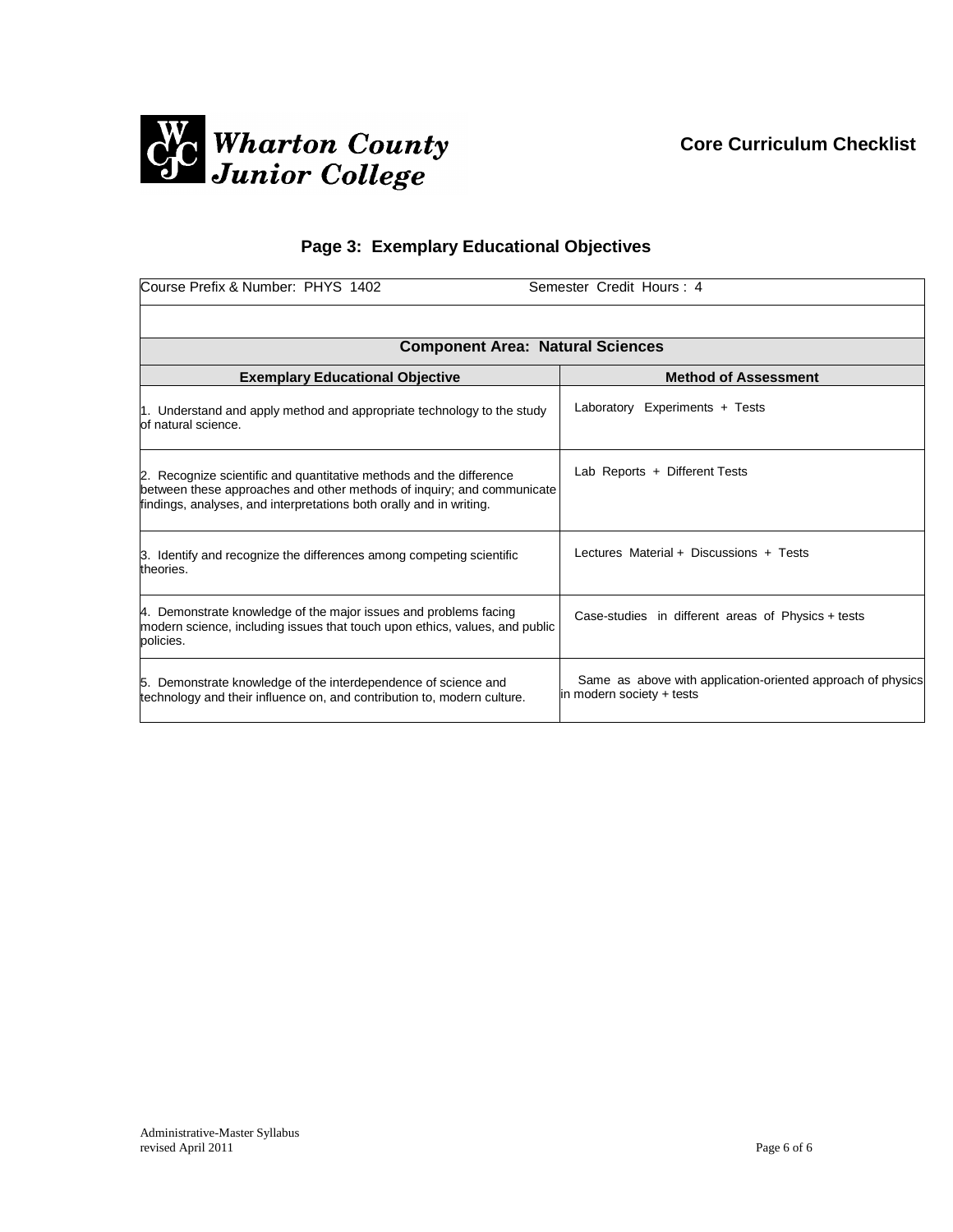Wharton County Junior College

**Core Curriculum Checklist**

## Page 3: Exemplary Educational Objectives

| Course Prefix & Number: PHYS 1402 | Semester Credit Hours : 4 |
|---|---|
| | |
| **Component Area: Natural Sciences** | |
| **Exemplary Educational Objective** | **Method of Assessment** |
| 1. Understand and apply method and appropriate technology to the study of natural science. | Laboratory Experiments + Tests |
| 2. Recognize scientific and quantitative methods and the difference between these approaches and other methods of inquiry; and communicate findings, analyses, and interpretations both orally and in writing. | Lab Reports + Different Tests |
| 3. Identify and recognize the differences among competing scientific theories. | Lectures Material + Discussions + Tests |
| 4. Demonstrate knowledge of the major issues and problems facing modern science, including issues that touch upon ethics, values, and public policies. | Case-studies in different areas of Physics + tests |
| 5. Demonstrate knowledge of the interdependence of science and technology and their influence on, and contribution to, modern culture. | Same as above with application-oriented approach of physics in modern society + tests |

Administrative-Master Syllabus
revised April 2011